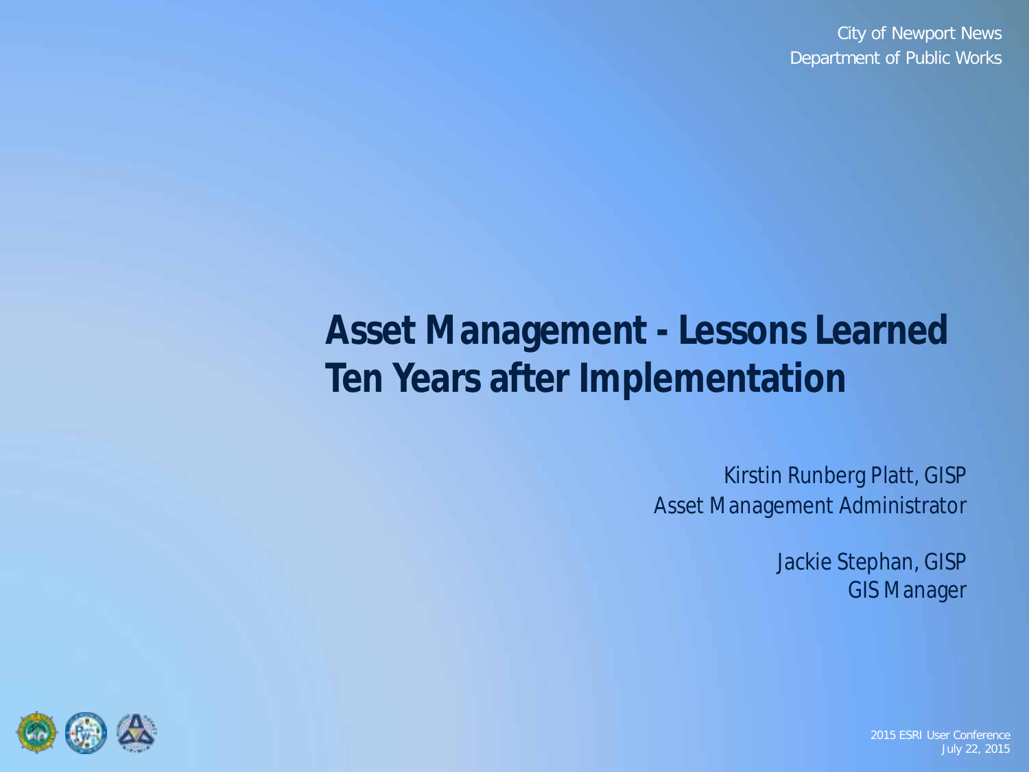City of Newport News
Department of Public Works

# Asset Management - Lessons Learned Ten Years after Implementation

Kirstin Runberg Platt, GISP
Asset Management Administrator

Jackie Stephan, GISP
GIS Manager

2015 ESRI User Conference
July 22, 2015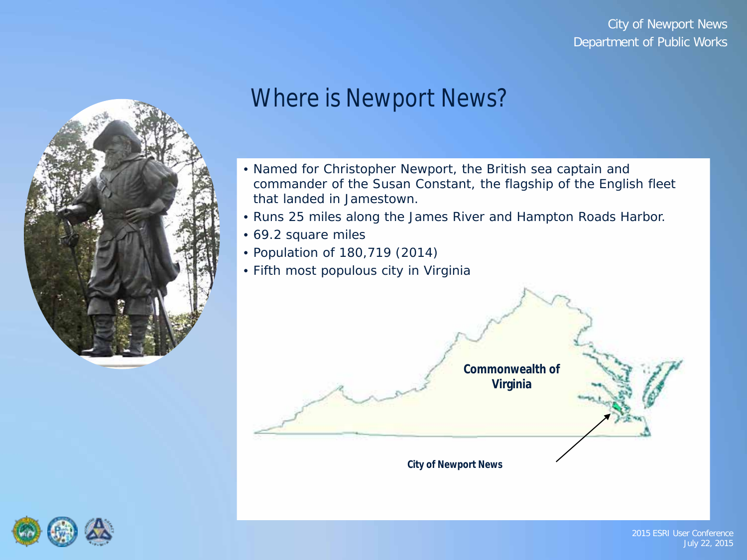# Where is Newport News?

- Named for Christopher Newport, the British sea captain and commander of the Susan Constant, the flagship of the English fleet that landed in Jamestown.
- Runs 25 miles along the James River and Hampton Roads Harbor.
- 69.2 square miles
- Population of 180,719 (2014)
- Fifth most populous city in Virginia

**Commonwealth of Virginia**

**City of Newport News**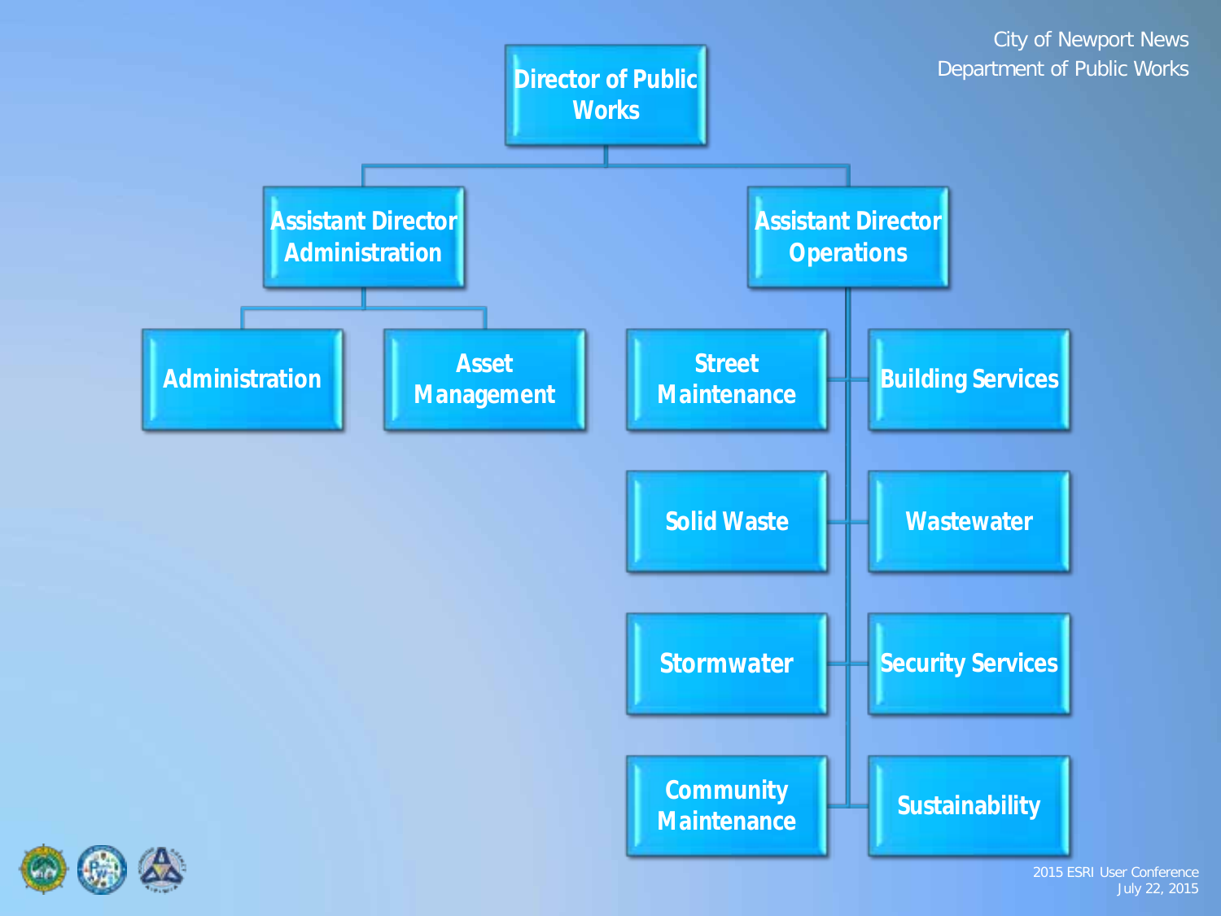City of Newport News
Department of Public Works

- **Director of Public Works**
  - **Assistant Director Administration**
    - Administration
    - Asset Management
  - **Assistant Director Operations**
    - Street Maintenance
    - Building Services
    - Solid Waste
    - Wastewater
    - Stormwater
    - Security Services
    - Community Maintenance
    - Sustainability

2015 ESRI User Conference
July 22, 2015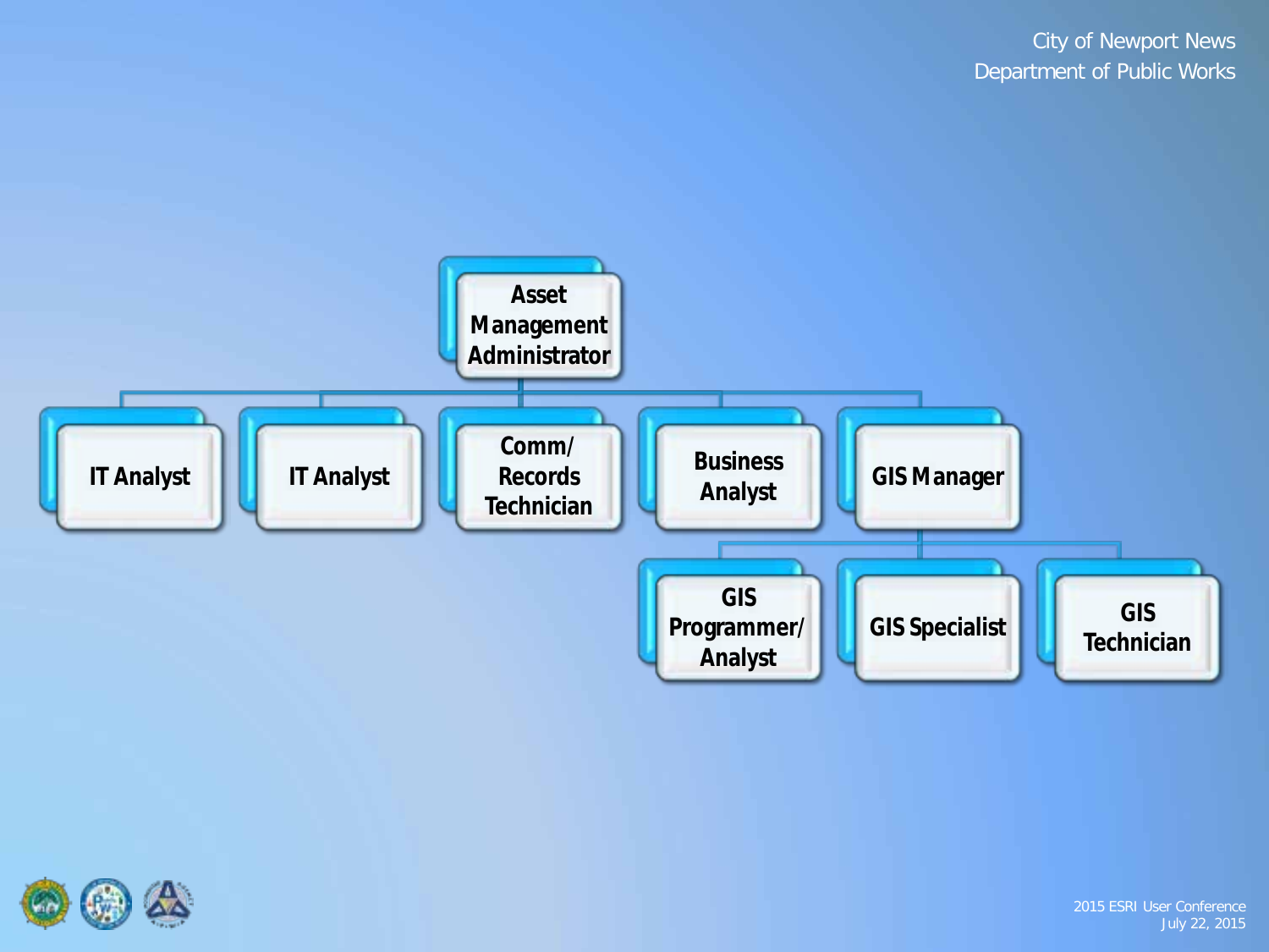- Asset Management Administrator
  - IT Analyst
  - IT Analyst
  - Comm/ Records Technician
  - Business Analyst
  - GIS Manager
    - GIS Programmer/ Analyst
    - GIS Specialist
    - GIS Technician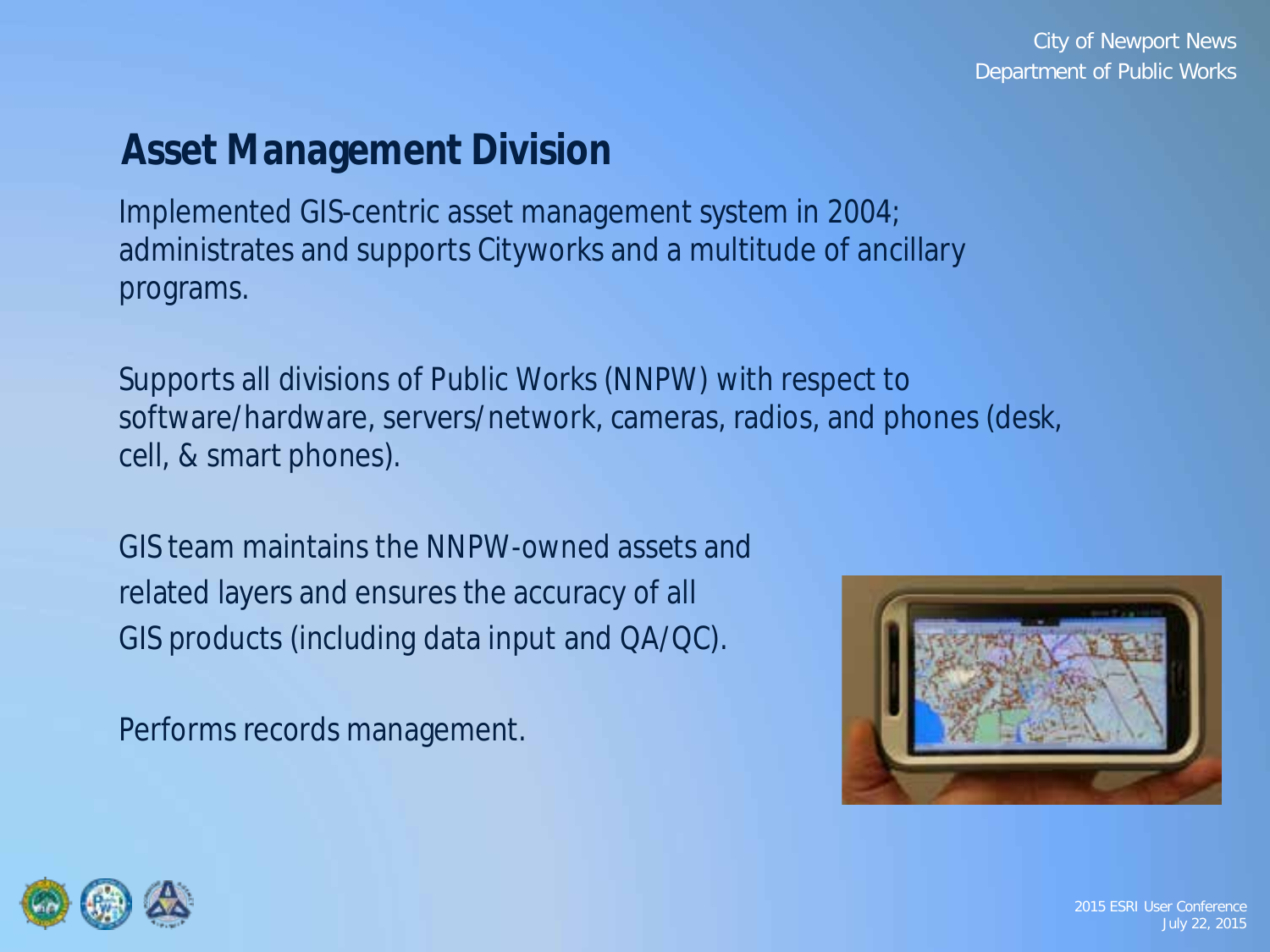## Asset Management Division

Implemented GIS-centric asset management system in 2004; administrates and supports Cityworks and a multitude of ancillary programs.

Supports all divisions of Public Works (NNPW) with respect to software/hardware, servers/network, cameras, radios, and phones (desk, cell, & smart phones).

GIS team maintains the NNPW-owned assets and related layers and ensures the accuracy of all GIS products (including data input and QA/QC).

Performs records management.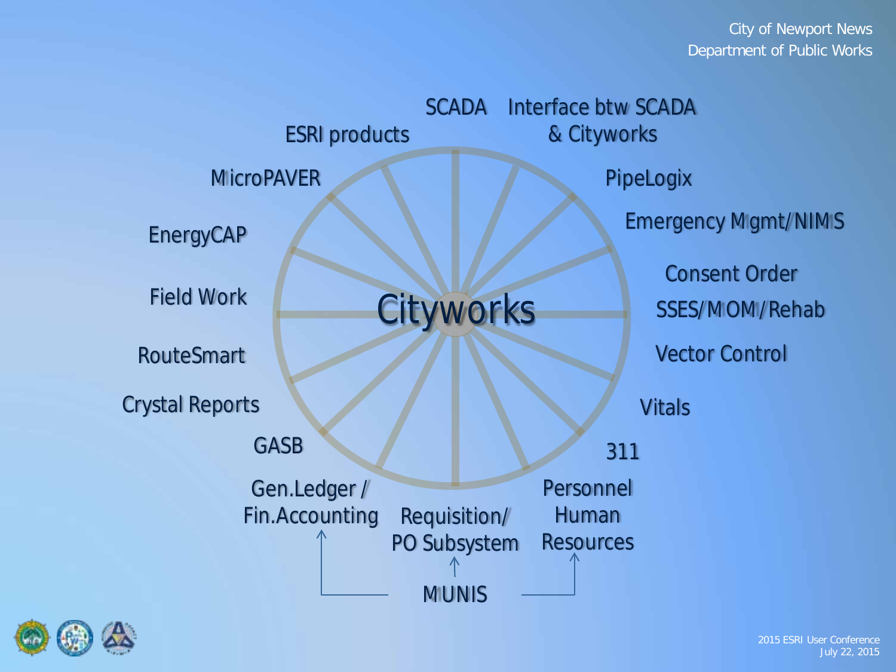# Cityworks

- SCADA
- Interface btw SCADA & Cityworks
- PipeLogix
- Emergency Mgmt/NIMS
- Consent Order
- SSES/MOM/Rehab
- Vector Control
- Vitals
- 311
- Personnel Human Resources
- Requisition/ PO Subsystem
- Gen.Ledger / Fin.Accounting
- GASB
- Crystal Reports
- RouteSmart
- Field Work
- EnergyCAP
- MicroPAVER
- ESRI products

MUNIS → Gen.Ledger / Fin.Accounting; Requisition/ PO Subsystem; Personnel Human Resources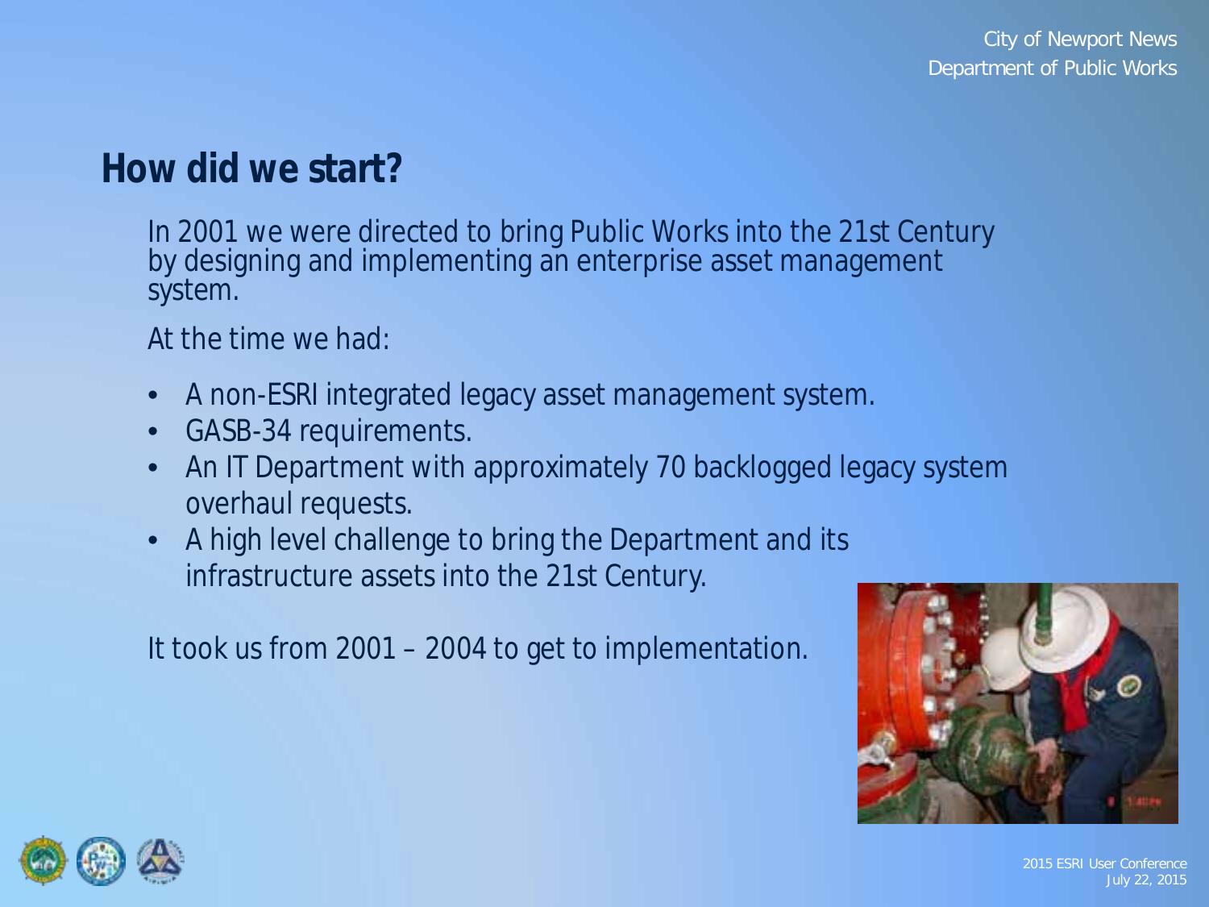## How did we start?

In 2001 we were directed to bring Public Works into the 21st Century by designing and implementing an enterprise asset management system.

At the time we had:

- A non-ESRI integrated legacy asset management system.
- GASB-34 requirements.
- An IT Department with approximately 70 backlogged legacy system overhaul requests.
- A high level challenge to bring the Department and its infrastructure assets into the 21st Century.

It took us from 2001 – 2004 to get to implementation.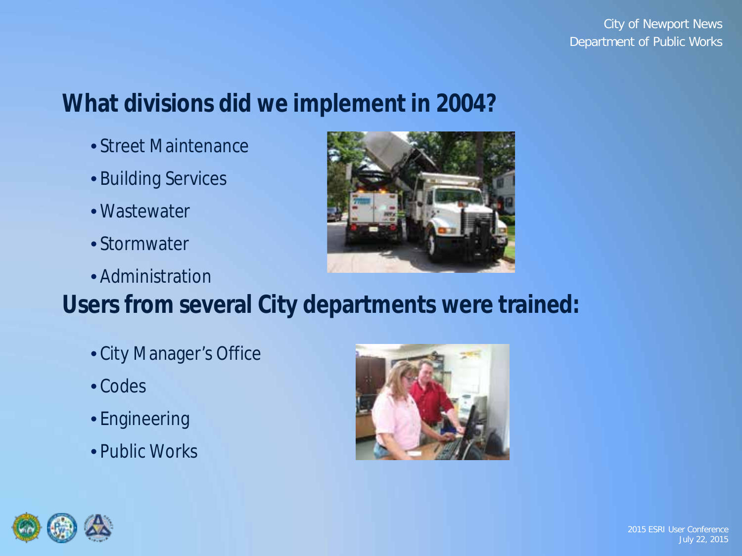## What divisions did we implement in 2004?

- Street Maintenance
- Building Services
- Wastewater
- Stormwater
- Administration

## Users from several City departments were trained:

- City Manager's Office
- Codes
- Engineering
- Public Works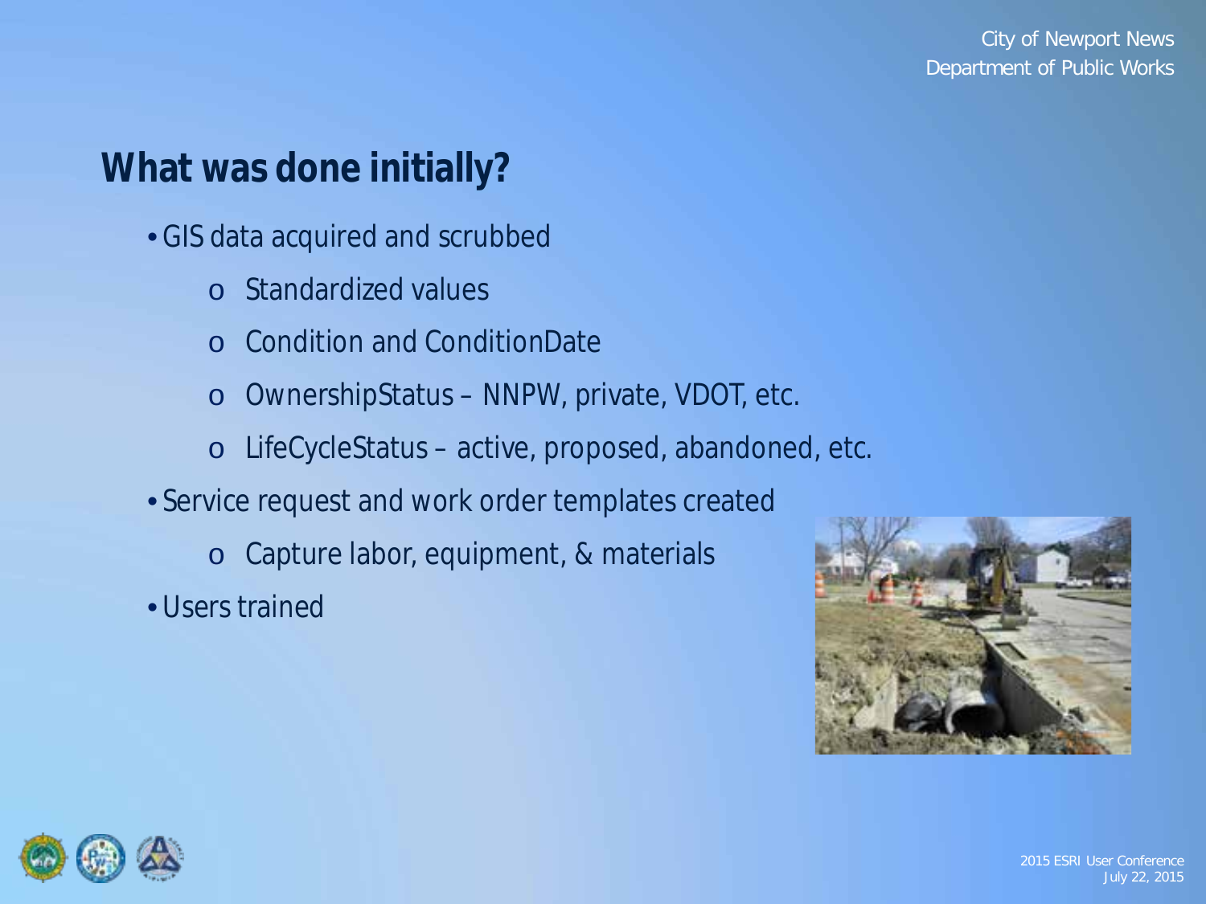## What was done initially?

- GIS data acquired and scrubbed
  - Standardized values
  - Condition and ConditionDate
  - OwnershipStatus – NNPW, private, VDOT, etc.
  - LifeCycleStatus – active, proposed, abandoned, etc.
- Service request and work order templates created
  - Capture labor, equipment, & materials
- Users trained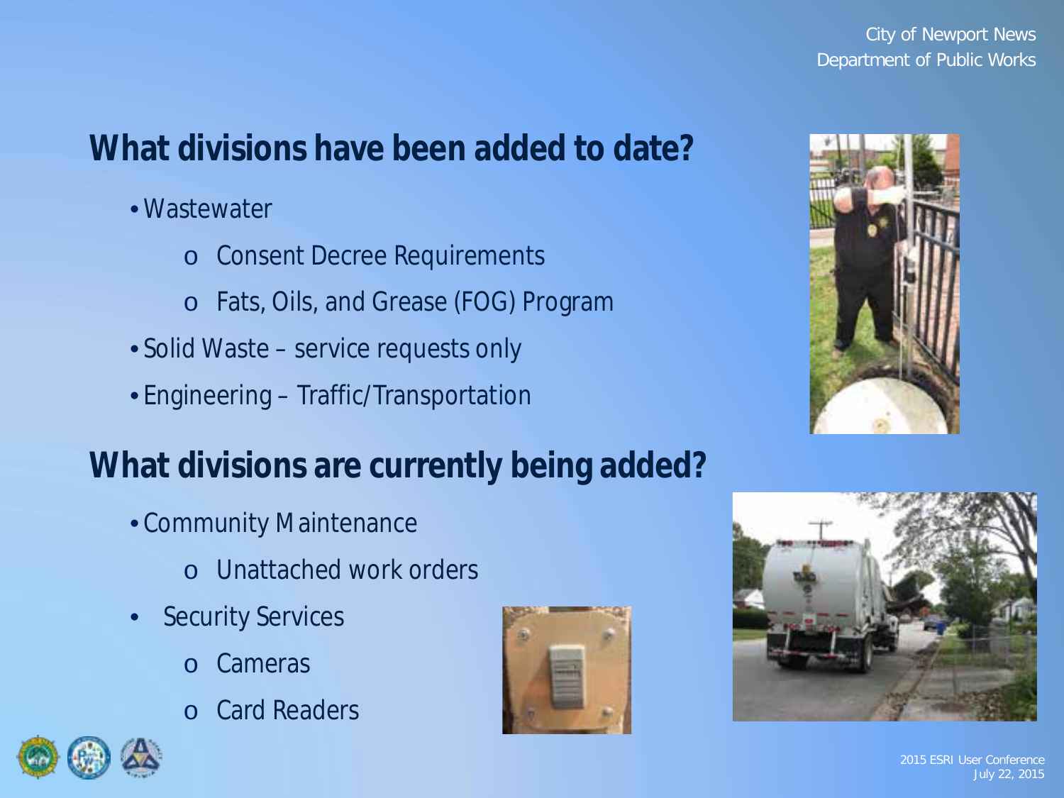## What divisions have been added to date?

- Wastewater
  - Consent Decree Requirements
  - Fats, Oils, and Grease (FOG) Program
- Solid Waste – service requests only
- Engineering – Traffic/Transportation

## What divisions are currently being added?

- Community Maintenance
  - Unattached work orders
- Security Services
  - Cameras
  - Card Readers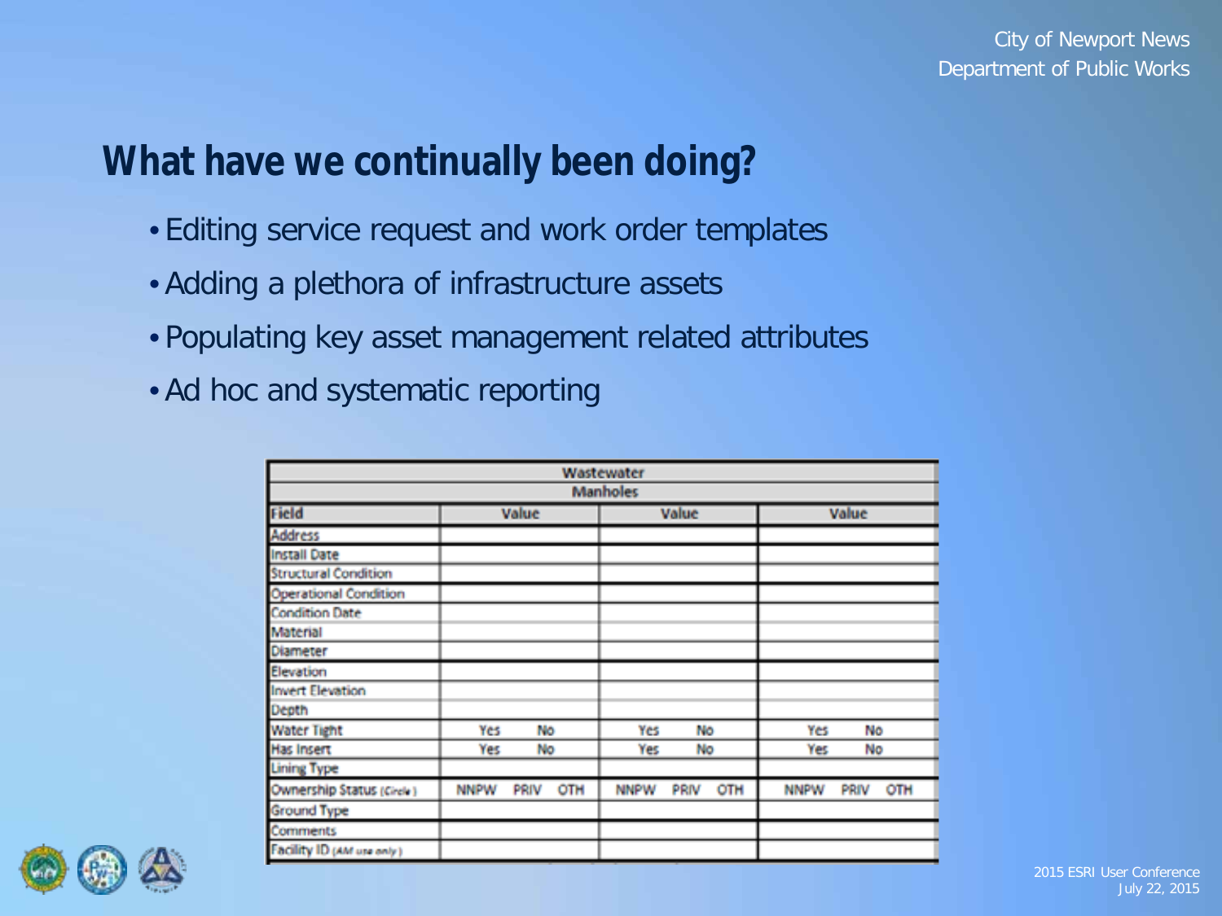## What have we continually been doing?

- Editing service request and work order templates
- Adding a plethora of infrastructure assets
- Populating key asset management related attributes
- Ad hoc and systematic reporting

| Wastewater | | | |
|---|---|---|---|
| Manholes | | | |
| Field | Value | Value | Value |
| Address | | | |
| Install Date | | | |
| Structural Condition | | | |
| Operational Condition | | | |
| Condition Date | | | |
| Material | | | |
| Diameter | | | |
| Elevation | | | |
| Invert Elevation | | | |
| Depth | | | |
| Water Tight | Yes No | Yes No | Yes No |
| Has Insert | Yes No | Yes No | Yes No |
| Lining Type | | | |
| Ownership Status (Circle) | NNPW PRIV OTH | NNPW PRIV OTH | NNPW PRIV OTH |
| Ground Type | | | |
| Comments | | | |
| Facility ID (AM use only) | | | |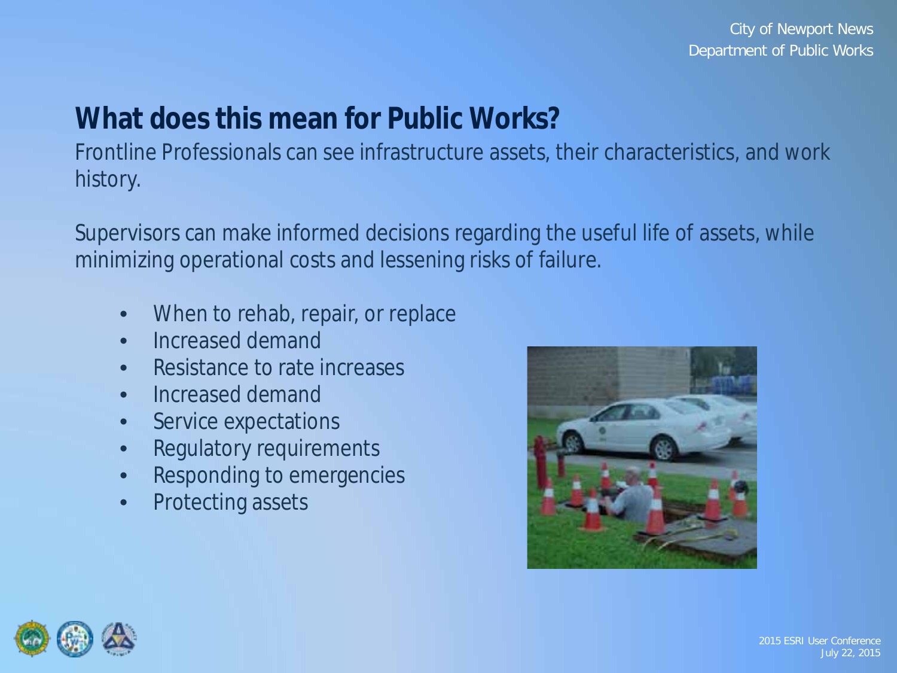## What does this mean for Public Works?

Frontline Professionals can see infrastructure assets, their characteristics, and work history.

Supervisors can make informed decisions regarding the useful life of assets, while minimizing operational costs and lessening risks of failure.

- When to rehab, repair, or replace
- Increased demand
- Resistance to rate increases
- Increased demand
- Service expectations
- Regulatory requirements
- Responding to emergencies
- Protecting assets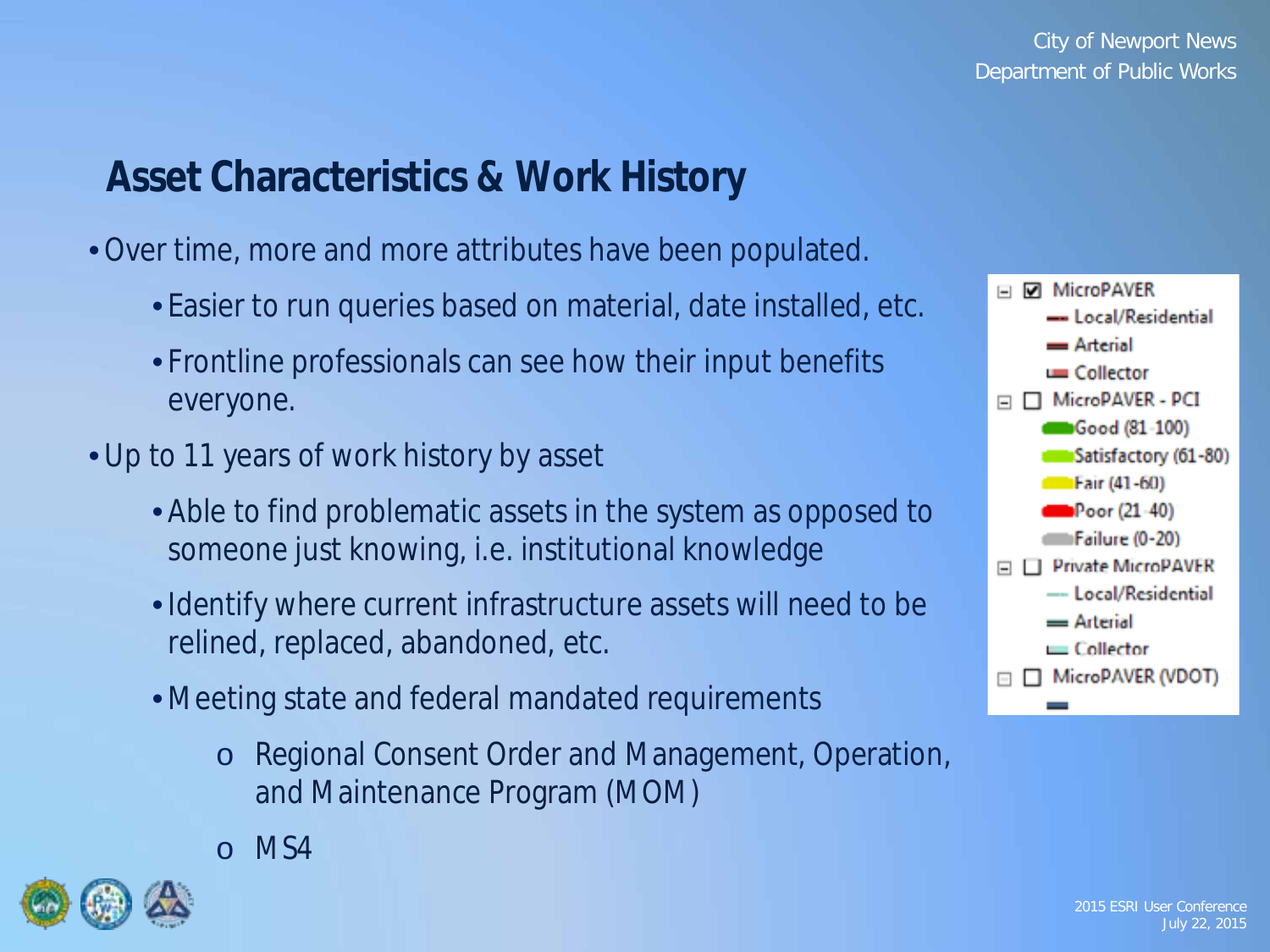## Asset Characteristics & Work History

- Over time, more and more attributes have been populated.
  - Easier to run queries based on material, date installed, etc.
  - Frontline professionals can see how their input benefits everyone.
- Up to 11 years of work history by asset
  - Able to find problematic assets in the system as opposed to someone just knowing, i.e. institutional knowledge
  - Identify where current infrastructure assets will need to be relined, replaced, abandoned, etc.
  - Meeting state and federal mandated requirements
    - Regional Consent Order and Management, Operation, and Maintenance Program (MOM)
    - MS4

- MicroPAVER
  - Local/Residential
  - Arterial
  - Collector
- MicroPAVER - PCI
  - Good (81-100)
  - Satisfactory (61-80)
  - Fair (41-60)
  - Poor (21-40)
  - Failure (0-20)
- Private MicroPAVER
  - Local/Residential
  - Arterial
  - Collector
- MicroPAVER (VDOT)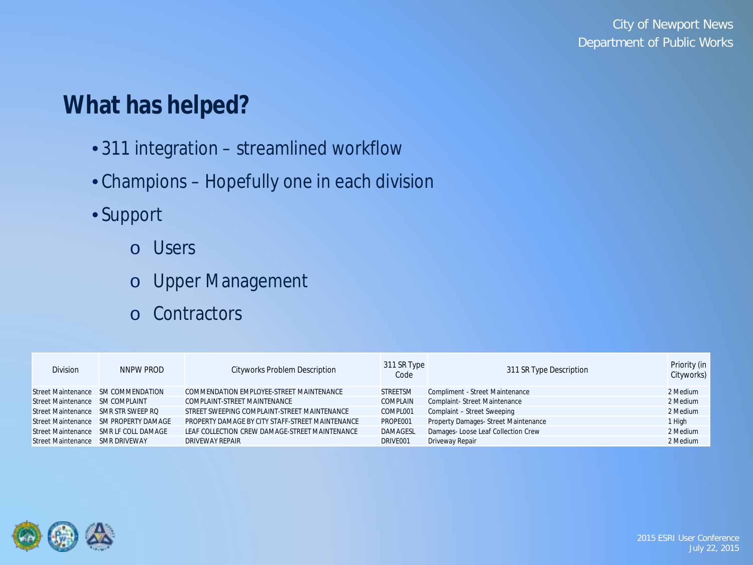## What has helped?

- 311 integration – streamlined workflow
- Champions – Hopefully one in each division
- Support
  - Users
  - Upper Management
  - Contractors

| Division | NNPW PROD | Cityworks Problem Description | 311 SR Type Code | 311 SR Type Description | Priority (in Cityworks) |
|---|---|---|---|---|---|
| Street Maintenance | SM COMMENDATION | COMMENDATION EMPLOYEE-STREET MAINTENANCE | STREETSM | Compliment - Street Maintenance | 2 Medium |
| Street Maintenance | SM COMPLAINT | COMPLAINT-STREET MAINTENANCE | COMPLAIN | Complaint- Street Maintenance | 2 Medium |
| Street Maintenance | SMR STR SWEEP RQ | STREET SWEEPING COMPLAINT-STREET MAINTENANCE | COMPL001 | Complaint – Street Sweeping | 2 Medium |
| Street Maintenance | SM PROPERTY DAMAGE | PROPERTY DAMAGE BY CITY STAFF-STREET MAINTENANCE | PROPE001 | Property Damages- Street Maintenance | 1 High |
| Street Maintenance | SMR LF COLL DAMAGE | LEAF COLLECTION CREW DAMAGE-STREET MAINTENANCE | DAMAGESL | Damages- Loose Leaf Collection Crew | 2 Medium |
| Street Maintenance | SMR DRIVEWAY | DRIVEWAY REPAIR | DRIVE001 | Driveway Repair | 2 Medium |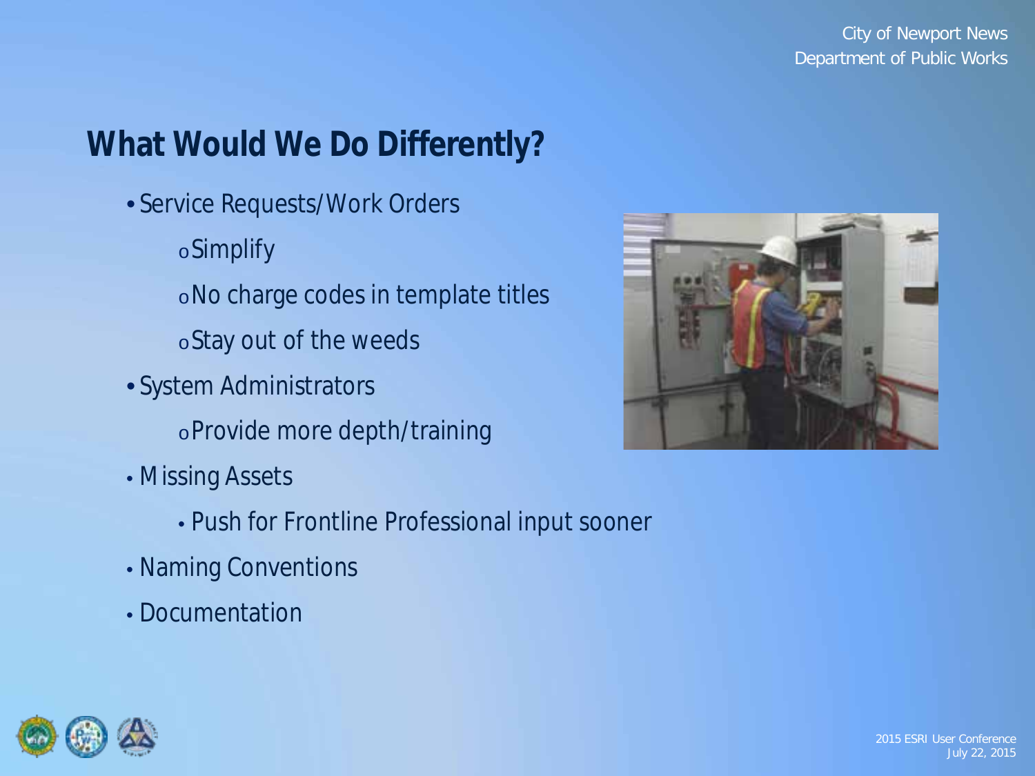## What Would We Do Differently?

- Service Requests/Work Orders
  - Simplify
  - No charge codes in template titles
  - Stay out of the weeds
- System Administrators
  - Provide more depth/training
- Missing Assets
  - Push for Frontline Professional input sooner
- Naming Conventions
- Documentation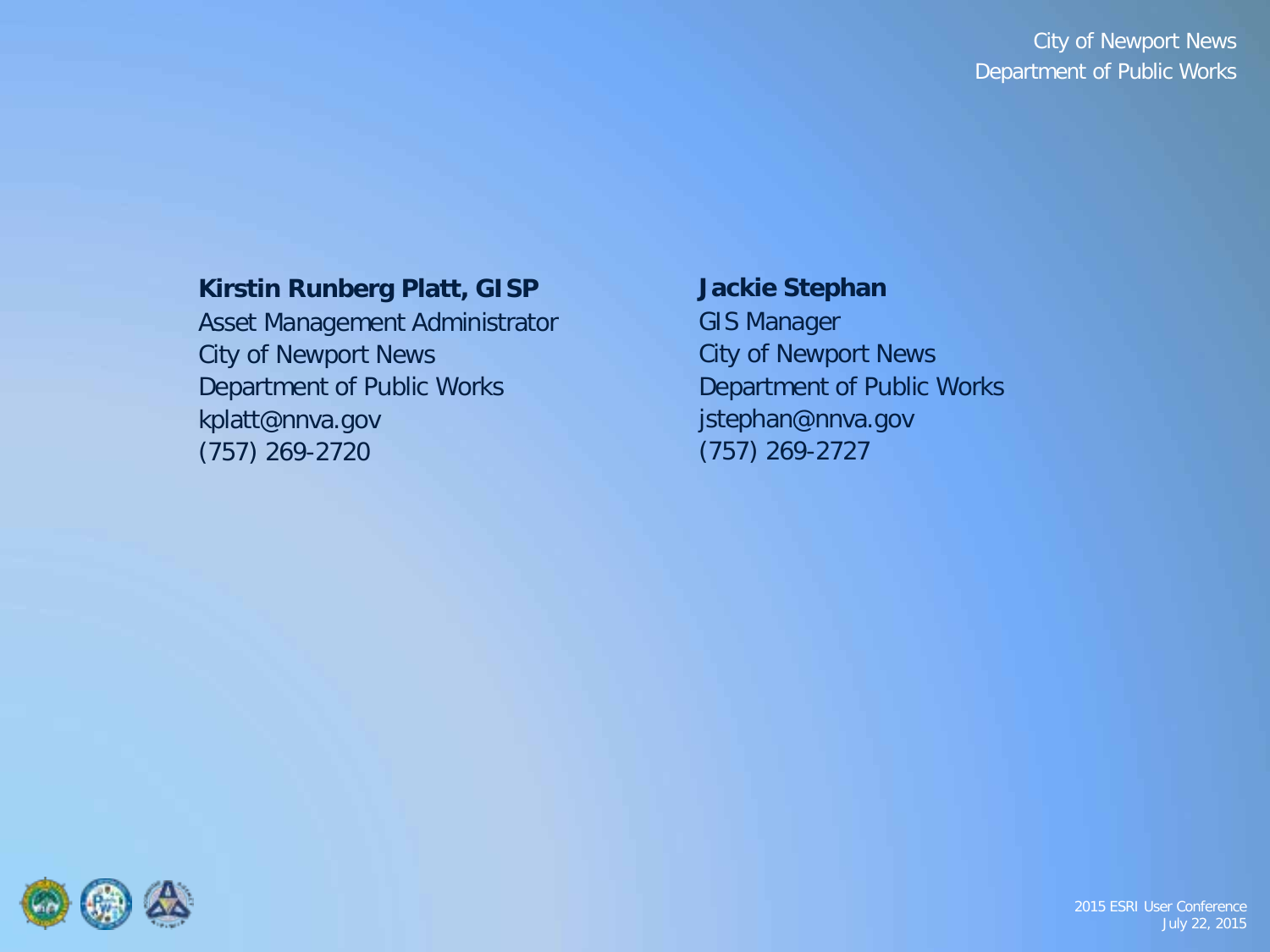**Kirstin Runberg Platt, GISP**
Asset Management Administrator
City of Newport News
Department of Public Works
kplatt@nnva.gov
(757) 269-2720

**Jackie Stephan**
GIS Manager
City of Newport News
Department of Public Works
jstephan@nnva.gov
(757) 269-2727